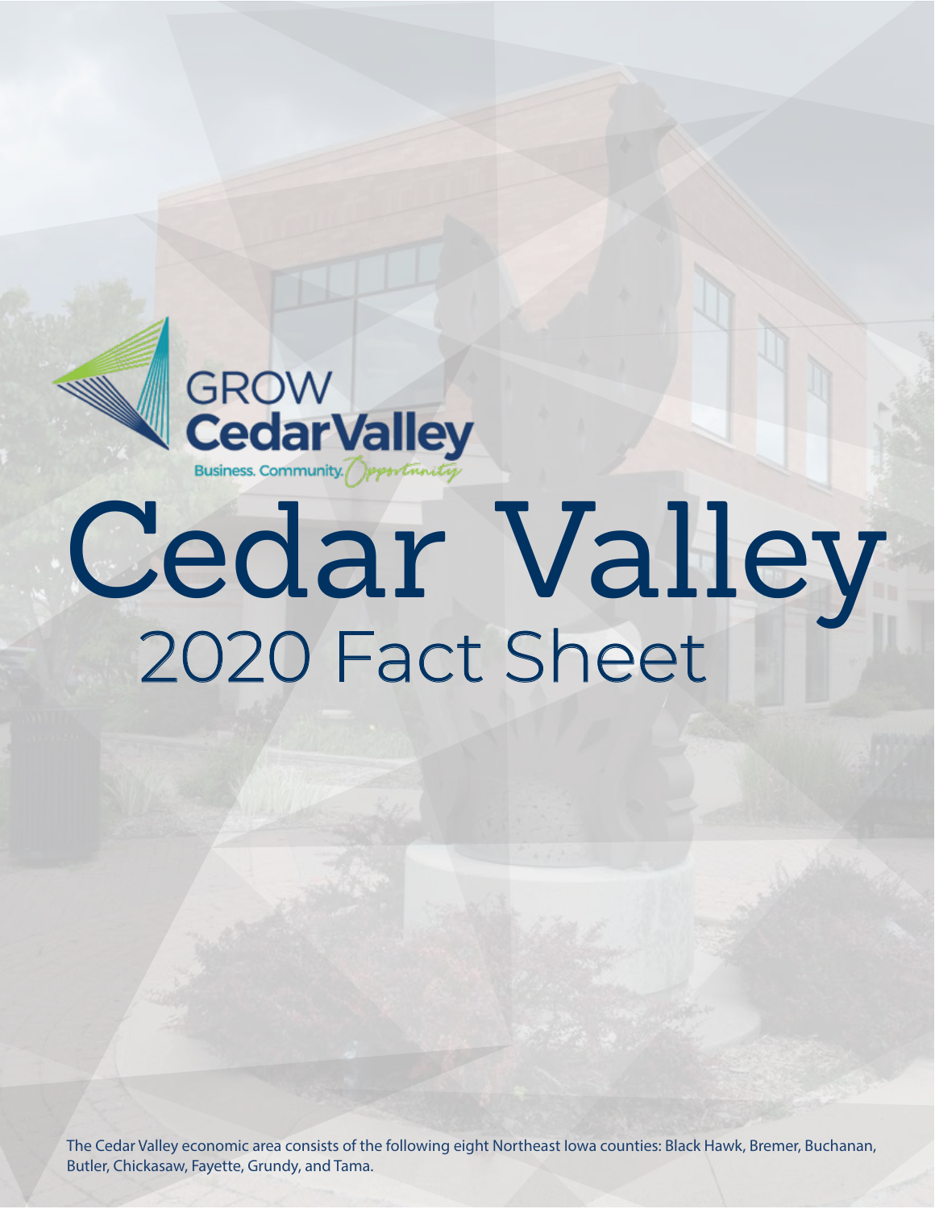GROW Cedar Valley

Business. Community. Opportunity.

# Cedar Valley

## 2020 Fact Sheet

The Cedar Valley economic area consists of the following eight Northeast Iowa counties: Black Hawk, Bremer, Buchanan, Butler, Chickasaw, Fayette, Grundy, and Tama.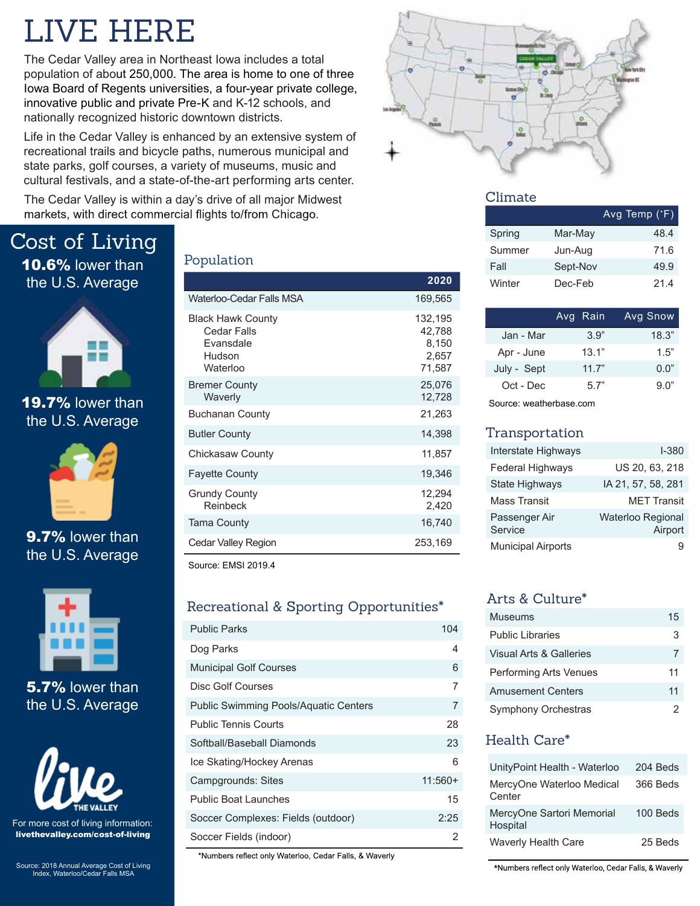# LIVE HERE

The Cedar Valley area in Northeast Iowa includes a total population of about 250,000. The area is home to one of three Iowa Board of Regents universities, a four-year private college, innovative public and private Pre-K and K-12 schools, and nationally recognized historic downtown districts.

Life in the Cedar Valley is enhanced by an extensive system of recreational trails and bicycle paths, numerous municipal and state parks, golf courses, a variety of museums, music and cultural festivals, and a state-of-the-art performing arts center.

The Cedar Valley is within a day's drive of all major Midwest markets, with direct commercial flights to/from Chicago.

## Cost of Living

**10.6%** lower than the U.S. Average

**19.7%** lower than the U.S. Average

**9.7%** lower than the U.S. Average

**5.7%** lower than the U.S. Average

For more cost of living information:
**livethevalley.com/cost-of-living**

Source: 2018 Annual Average Cost of Living Index, Waterloo/Cedar Falls MSA

## Population

| | 2020 |
|---|---|
| Waterloo-Cedar Falls MSA | 169,565 |
| Black Hawk County | 132,195 |
| Cedar Falls | 42,788 |
| Evansdale | 8,150 |
| Hudson | 2,657 |
| Waterloo | 71,587 |
| Bremer County | 25,076 |
| Waverly | 12,728 |
| Buchanan County | 21,263 |
| Butler County | 14,398 |
| Chickasaw County | 11,857 |
| Fayette County | 19,346 |
| Grundy County | 12,294 |
| Reinbeck | 2,420 |
| Tama County | 16,740 |
| Cedar Valley Region | 253,169 |

Source: EMSI 2019.4

## Recreational & Sporting Opportunities*

| | |
|---|---|
| Public Parks | 104 |
| Dog Parks | 4 |
| Municipal Golf Courses | 6 |
| Disc Golf Courses | 7 |
| Public Swimming Pools/Aquatic Centers | 7 |
| Public Tennis Courts | 28 |
| Softball/Baseball Diamonds | 23 |
| Ice Skating/Hockey Arenas | 6 |
| Campgrounds: Sites | 11:560+ |
| Public Boat Launches | 15 |
| Soccer Complexes: Fields (outdoor) | 2:25 |
| Soccer Fields (indoor) | 2 |

*Numbers reflect only Waterloo, Cedar Falls, & Waverly

## Climate

| | | Avg Temp (°F) |
|---|---|---|
| Spring | Mar-May | 48.4 |
| Summer | Jun-Aug | 71.6 |
| Fall | Sept-Nov | 49.9 |
| Winter | Dec-Feb | 21.4 |

| | Avg Rain | Avg Snow |
|---|---|---|
| Jan - Mar | 3.9" | 18.3" |
| Apr - June | 13.1" | 1.5" |
| July - Sept | 11.7" | 0.0" |
| Oct - Dec | 5.7" | 9.0" |

Source: weatherbase.com

## Transportation

| | |
|---|---|
| Interstate Highways | I-380 |
| Federal Highways | US 20, 63, 218 |
| State Highways | IA 21, 57, 58, 281 |
| Mass Transit | MET Transit |
| Passenger Air Service | Waterloo Regional Airport |
| Municipal Airports | 9 |

## Arts & Culture*

| | |
|---|---|
| Museums | 15 |
| Public Libraries | 3 |
| Visual Arts & Galleries | 7 |
| Performing Arts Venues | 11 |
| Amusement Centers | 11 |
| Symphony Orchestras | 2 |

## Health Care*

| | |
|---|---|
| UnityPoint Health - Waterloo | 204 Beds |
| MercyOne Waterloo Medical Center | 366 Beds |
| MercyOne Sartori Memorial Hospital | 100 Beds |
| Waverly Health Care | 25 Beds |

*Numbers reflect only Waterloo, Cedar Falls, & Waverly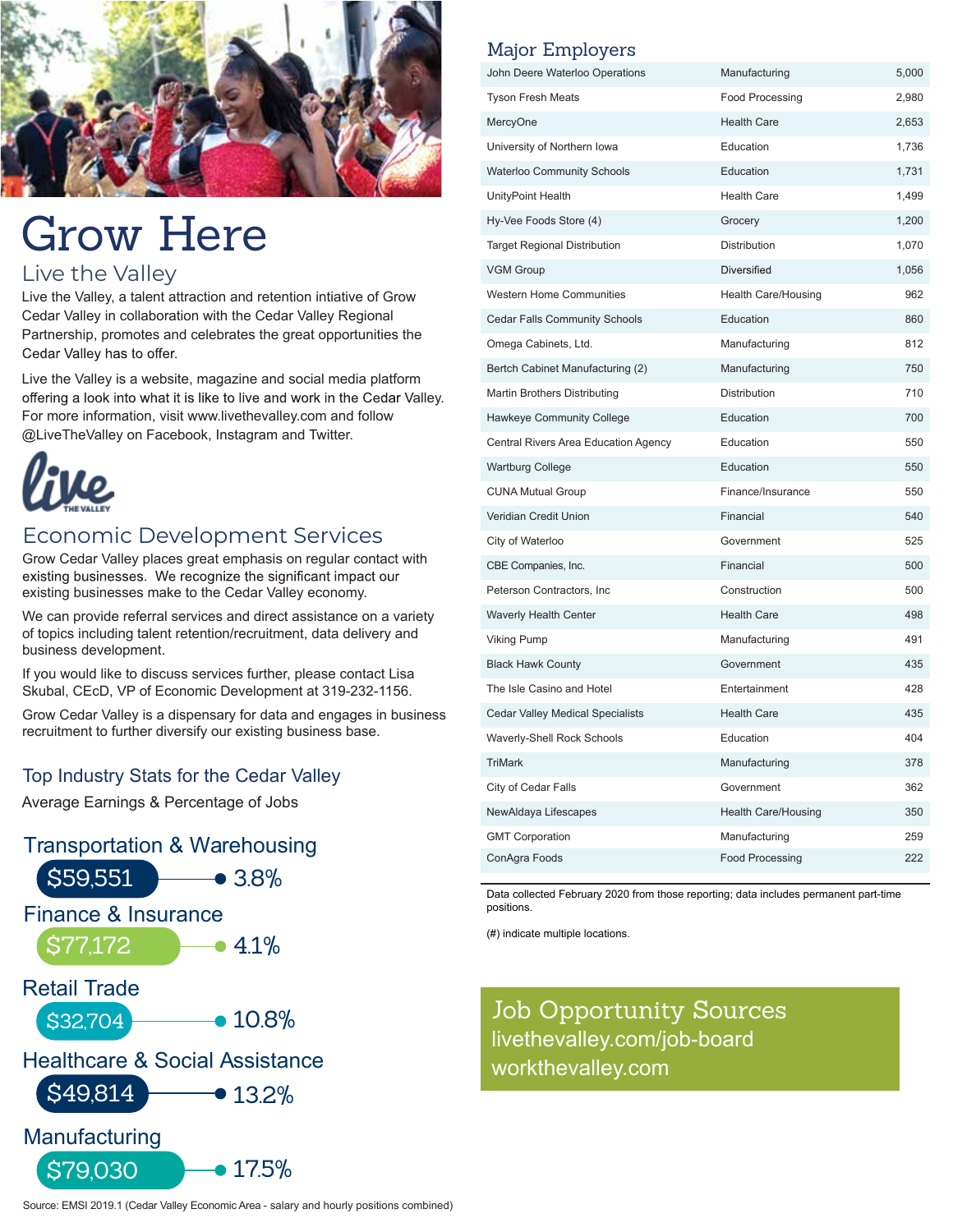# Grow Here

## Live the Valley

Live the Valley, a talent attraction and retention intiative of Grow Cedar Valley in collaboration with the Cedar Valley Regional Partnership, promotes and celebrates the great opportunities the Cedar Valley has to offer.

Live the Valley is a website, magazine and social media platform offering a look into what it is like to live and work in the Cedar Valley. For more information, visit www.livethevalley.com and follow @LiveTheValley on Facebook, Instagram and Twitter.

live THE VALLEY

## Economic Development Services

Grow Cedar Valley places great emphasis on regular contact with existing businesses. We recognize the significant impact our existing businesses make to the Cedar Valley economy.

We can provide referral services and direct assistance on a variety of topics including talent retention/recruitment, data delivery and business development.

If you would like to discuss services further, please contact Lisa Skubal, CEcD, VP of Economic Development at 319-232-1156.

Grow Cedar Valley is a dispensary for data and engages in business recruitment to further diversify our existing business base.

## Top Industry Stats for the Cedar Valley

Average Earnings & Percentage of Jobs

| Industry | Average Earnings | Percentage of Jobs |
|---|---|---|
| Transportation & Warehousing | $59,551 | 3.8% |
| Finance & Insurance | $77,172 | 4.1% |
| Retail Trade | $32,704 | 10.8% |
| Healthcare & Social Assistance | $49,814 | 13.2% |
| Manufacturing | $79,030 | 17.5% |

Source: EMSI 2019.1 (Cedar Valley Economic Area - salary and hourly positions combined)

## Major Employers

| Employer | Industry | Employees |
|---|---|---|
| John Deere Waterloo Operations | Manufacturing | 5,000 |
| Tyson Fresh Meats | Food Processing | 2,980 |
| MercyOne | Health Care | 2,653 |
| University of Northern Iowa | Education | 1,736 |
| Waterloo Community Schools | Education | 1,731 |
| UnityPoint Health | Health Care | 1,499 |
| Hy-Vee Foods Store (4) | Grocery | 1,200 |
| Target Regional Distribution | Distribution | 1,070 |
| VGM Group | Diversified | 1,056 |
| Western Home Communities | Health Care/Housing | 962 |
| Cedar Falls Community Schools | Education | 860 |
| Omega Cabinets, Ltd. | Manufacturing | 812 |
| Bertch Cabinet Manufacturing (2) | Manufacturing | 750 |
| Martin Brothers Distributing | Distribution | 710 |
| Hawkeye Community College | Education | 700 |
| Central Rivers Area Education Agency | Education | 550 |
| Wartburg College | Education | 550 |
| CUNA Mutual Group | Finance/Insurance | 550 |
| Veridian Credit Union | Financial | 540 |
| City of Waterloo | Government | 525 |
| CBE Companies, Inc. | Financial | 500 |
| Peterson Contractors, Inc | Construction | 500 |
| Waverly Health Center | Health Care | 498 |
| Viking Pump | Manufacturing | 491 |
| Black Hawk County | Government | 435 |
| The Isle Casino and Hotel | Entertainment | 428 |
| Cedar Valley Medical Specialists | Health Care | 435 |
| Waverly-Shell Rock Schools | Education | 404 |
| TriMark | Manufacturing | 378 |
| City of Cedar Falls | Government | 362 |
| NewAldaya Lifescapes | Health Care/Housing | 350 |
| GMT Corporation | Manufacturing | 259 |
| ConAgra Foods | Food Processing | 222 |

Data collected February 2020 from those reporting; data includes permanent part-time positions.

(#) indicate multiple locations.

## Job Opportunity Sources

livethevalley.com/job-board

workthevalley.com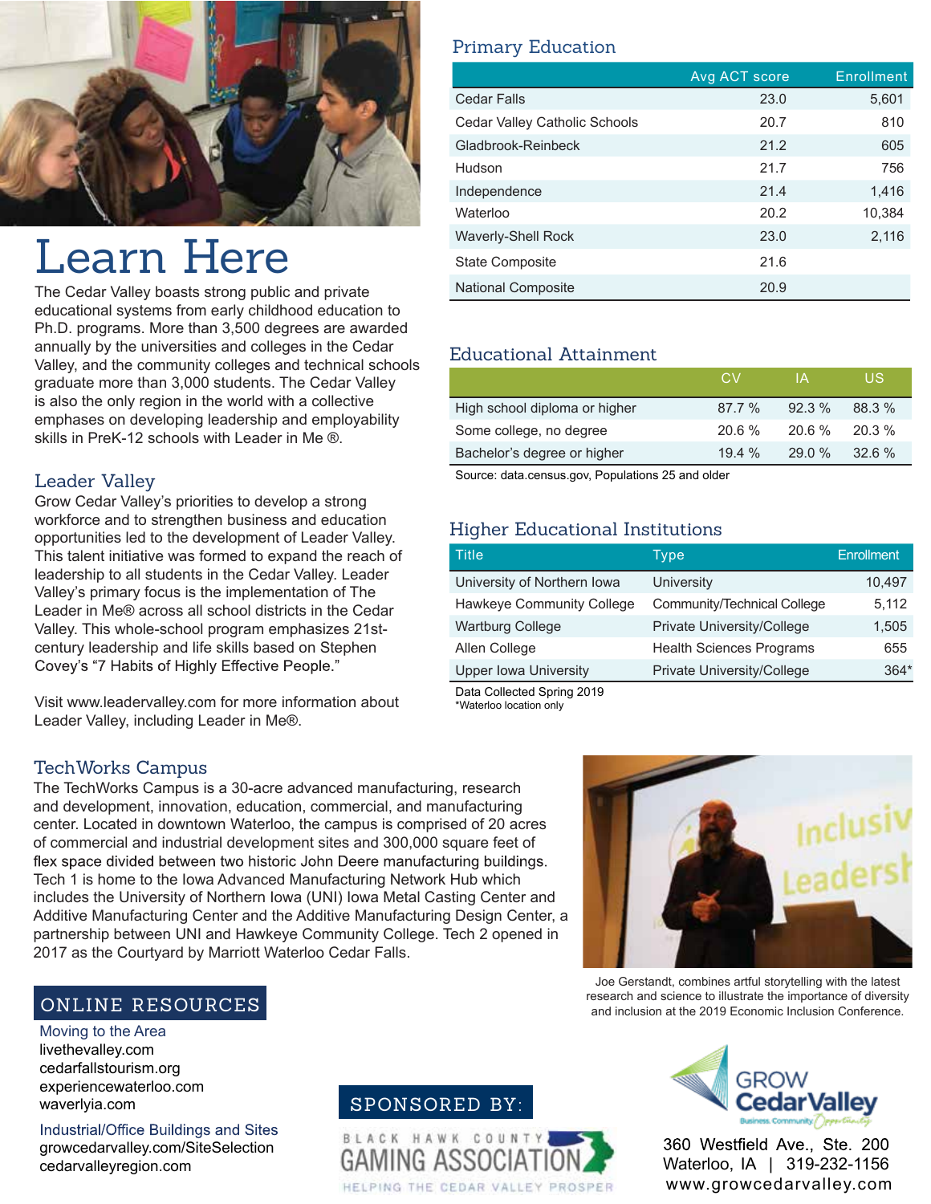# Learn Here

The Cedar Valley boasts strong public and private educational systems from early childhood education to Ph.D. programs. More than 3,500 degrees are awarded annually by the universities and colleges in the Cedar Valley, and the community colleges and technical schools graduate more than 3,000 students. The Cedar Valley is also the only region in the world with a collective emphases on developing leadership and employability skills in PreK-12 schools with Leader in Me ®.

## Leader Valley

Grow Cedar Valley's priorities to develop a strong workforce and to strengthen business and education opportunities led to the development of Leader Valley. This talent initiative was formed to expand the reach of leadership to all students in the Cedar Valley. Leader Valley's primary focus is the implementation of The Leader in Me® across all school districts in the Cedar Valley. This whole-school program emphasizes 21st-century leadership and life skills based on Stephen Covey's "7 Habits of Highly Effective People."

Visit www.leadervalley.com for more information about Leader Valley, including Leader in Me®.

## Primary Education

| | Avg ACT score | Enrollment |
|---|---|---|
| Cedar Falls | 23.0 | 5,601 |
| Cedar Valley Catholic Schools | 20.7 | 810 |
| Gladbrook-Reinbeck | 21.2 | 605 |
| Hudson | 21.7 | 756 |
| Independence | 21.4 | 1,416 |
| Waterloo | 20.2 | 10,384 |
| Waverly-Shell Rock | 23.0 | 2,116 |
| State Composite | 21.6 | |
| National Composite | 20.9 | |

## Educational Attainment

| | CV | IA | US |
|---|---|---|---|
| High school diploma or higher | 87.7 % | 92.3 % | 88.3 % |
| Some college, no degree | 20.6 % | 20.6 % | 20.3 % |
| Bachelor's degree or higher | 19.4 % | 29.0 % | 32.6 % |

Source: data.census.gov, Populations 25 and older

## Higher Educational Institutions

| Title | Type | Enrollment |
|---|---|---|
| University of Northern Iowa | University | 10,497 |
| Hawkeye Community College | Community/Technical College | 5,112 |
| Wartburg College | Private University/College | 1,505 |
| Allen College | Health Sciences Programs | 655 |
| Upper Iowa University | Private University/College | 364* |

Data Collected Spring 2019
*Waterloo location only

## TechWorks Campus

The TechWorks Campus is a 30-acre advanced manufacturing, research and development, innovation, education, commercial, and manufacturing center. Located in downtown Waterloo, the campus is comprised of 20 acres of commercial and industrial development sites and 300,000 square feet of flex space divided between two historic John Deere manufacturing buildings. Tech 1 is home to the Iowa Advanced Manufacturing Network Hub which includes the University of Northern Iowa (UNI) Iowa Metal Casting Center and Additive Manufacturing Center and the Additive Manufacturing Design Center, a partnership between UNI and Hawkeye Community College. Tech 2 opened in 2017 as the Courtyard by Marriott Waterloo Cedar Falls.

Joe Gerstandt, combines artful storytelling with the latest research and science to illustrate the importance of diversity and inclusion at the 2019 Economic Inclusion Conference.

## ONLINE RESOURCES

**Moving to the Area**
livethevalley.com
cedarfallstourism.org
experiencewaterloo.com
waverlyia.com

**Industrial/Office Buildings and Sites**
growcedarvalley.com/SiteSelection
cedarvalleyregion.com

## SPONSORED BY:

BLACK HAWK COUNTY GAMING ASSOCIATION
HELPING THE CEDAR VALLEY PROSPER

GROW CedarValley
Business. Community. Opportunity.

360 Westfield Ave., Ste. 200
Waterloo, IA | 319-232-1156
www.growcedarvalley.com